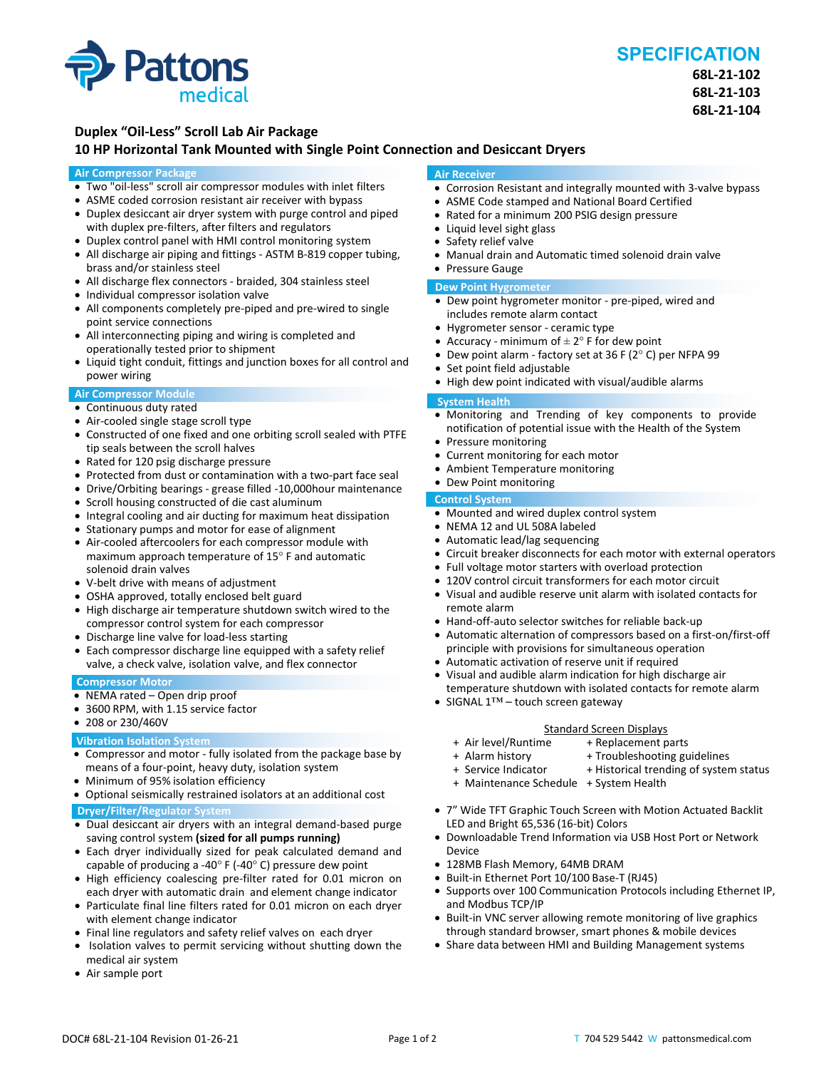Pattons medical

# SPECIFICATION

**68L-21-102**
**68L-21-103**
**68L-21-104**

## Duplex "Oil-Less" Scroll Lab Air Package
## 10 HP Horizontal Tank Mounted with Single Point Connection and Desiccant Dryers

### Air Compressor Package

- Two "oil-less" scroll air compressor modules with inlet filters
- ASME coded corrosion resistant air receiver with bypass
- Duplex desiccant air dryer system with purge control and piped with duplex pre-filters, after filters and regulators
- Duplex control panel with HMI control monitoring system
- All discharge air piping and fittings - ASTM B-819 copper tubing, brass and/or stainless steel
- All discharge flex connectors - braided, 304 stainless steel
- Individual compressor isolation valve
- All components completely pre-piped and pre-wired to single point service connections
- All interconnecting piping and wiring is completed and operationally tested prior to shipment
- Liquid tight conduit, fittings and junction boxes for all control and power wiring

### Air Compressor Module

- Continuous duty rated
- Air-cooled single stage scroll type
- Constructed of one fixed and one orbiting scroll sealed with PTFE tip seals between the scroll halves
- Rated for 120 psig discharge pressure
- Protected from dust or contamination with a two-part face seal
- Drive/Orbiting bearings - grease filled -10,000hour maintenance
- Scroll housing constructed of die cast aluminum
- Integral cooling and air ducting for maximum heat dissipation
- Stationary pumps and motor for ease of alignment
- Air-cooled aftercoolers for each compressor module with maximum approach temperature of 15° F and automatic solenoid drain valves
- V-belt drive with means of adjustment
- OSHA approved, totally enclosed belt guard
- High discharge air temperature shutdown switch wired to the compressor control system for each compressor
- Discharge line valve for load-less starting
- Each compressor discharge line equipped with a safety relief valve, a check valve, isolation valve, and flex connector

### Compressor Motor

- NEMA rated – Open drip proof
- 3600 RPM, with 1.15 service factor
- 208 or 230/460V

### Vibration Isolation System

- Compressor and motor - fully isolated from the package base by means of a four-point, heavy duty, isolation system
- Minimum of 95% isolation efficiency
- Optional seismically restrained isolators at an additional cost

### Dryer/Filter/Regulator System

- Dual desiccant air dryers with an integral demand-based purge saving control system **(sized for all pumps running)**
- Each dryer individually sized for peak calculated demand and capable of producing a -40° F (-40° C) pressure dew point
- High efficiency coalescing pre-filter rated for 0.01 micron on each dryer with automatic drain and element change indicator
- Particulate final line filters rated for 0.01 micron on each dryer with element change indicator
- Final line regulators and safety relief valves on each dryer
- Isolation valves to permit servicing without shutting down the medical air system
- Air sample port

### Air Receiver

- Corrosion Resistant and integrally mounted with 3-valve bypass
- ASME Code stamped and National Board Certified
- Rated for a minimum 200 PSIG design pressure
- Liquid level sight glass
- Safety relief valve
- Manual drain and Automatic timed solenoid drain valve
- Pressure Gauge

### Dew Point Hygrometer

- Dew point hygrometer monitor - pre-piped, wired and includes remote alarm contact
- Hygrometer sensor - ceramic type
- Accuracy - minimum of ± 2° F for dew point
- Dew point alarm - factory set at 36 F (2° C) per NFPA 99
- Set point field adjustable
- High dew point indicated with visual/audible alarms

### System Health

- Monitoring and Trending of key components to provide notification of potential issue with the Health of the System
- Pressure monitoring
- Current monitoring for each motor
- Ambient Temperature monitoring
- Dew Point monitoring

### Control System

- Mounted and wired duplex control system
- NEMA 12 and UL 508A labeled
- Automatic lead/lag sequencing
- Circuit breaker disconnects for each motor with external operators
- Full voltage motor starters with overload protection
- 120V control circuit transformers for each motor circuit
- Visual and audible reserve unit alarm with isolated contacts for remote alarm
- Hand-off-auto selector switches for reliable back-up
- Automatic alternation of compressors based on a first-on/first-off principle with provisions for simultaneous operation
- Automatic activation of reserve unit if required
- Visual and audible alarm indication for high discharge air temperature shutdown with isolated contacts for remote alarm
- SIGNAL 1™ – touch screen gateway

<u>Standard Screen Displays</u>

+ Air level/Runtime
+ Alarm history
+ Service Indicator
+ Maintenance Schedule
+ Replacement parts
+ Troubleshooting guidelines
+ Historical trending of system status
+ System Health

- 7" Wide TFT Graphic Touch Screen with Motion Actuated Backlit LED and Bright 65,536 (16-bit) Colors
- Downloadable Trend Information via USB Host Port or Network Device
- 128MB Flash Memory, 64MB DRAM
- Built-in Ethernet Port 10/100 Base-T (RJ45)
- Supports over 100 Communication Protocols including Ethernet IP, and Modbus TCP/IP
- Built-in VNC server allowing remote monitoring of live graphics through standard browser, smart phones & mobile devices
- Share data between HMI and Building Management systems

DOC# 68L-21-104 Revision 01-26-21 | T 704 529 5442 W pattonsmedical.com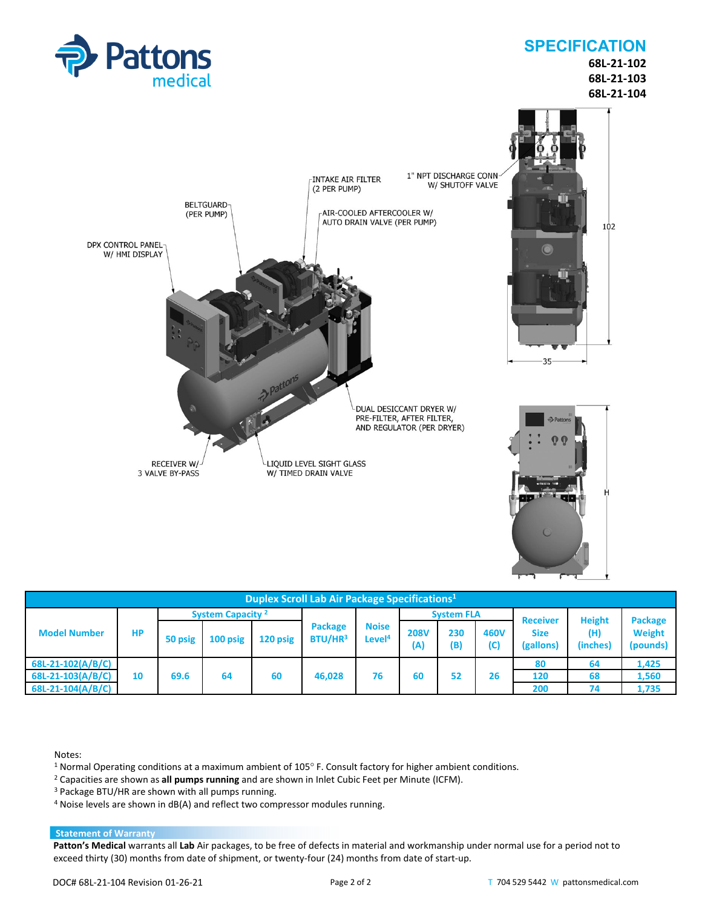# SPECIFICATION

**68L-21-102**
**68L-21-103**
**68L-21-104**

INTAKE AIR FILTER (2 PER PUMP)

1" NPT DISCHARGE CONN W/ SHUTOFF VALVE

BELTGUARD (PER PUMP)

AIR-COOLED AFTERCOOLER W/ AUTO DRAIN VALVE (PER PUMP)

DPX CONTROL PANEL W/ HMI DISPLAY

DUAL DESICCANT DRYER W/ PRE-FILTER, AFTER FILTER, AND REGULATOR (PER DRYER)

RECEIVER W/ 3 VALVE BY-PASS

LIQUID LEVEL SIGHT GLASS W/ TIMED DRAIN VALVE

102

35

H

**Duplex Scroll Lab Air Package Specifications[1]**

| Model Number | HP | System Capacity [2] | | | Package BTU/HR[3] | Noise Level[4] | System FLA | | | Receiver Size (gallons) | Height (H) (inches) | Package Weight (pounds) |
|---|---|---|---|---|---|---|---|---|---|---|---|---|
| | | 50 psig | 100 psig | 120 psig | | | 208V (A) | 230 (B) | 460V (C) | | | |
| 68L-21-102(A/B/C) | 10 | 69.6 | 64 | 60 | 46,028 | 76 | 60 | 52 | 26 | 80 | 64 | 1,425 |
| 68L-21-103(A/B/C) | 10 | 69.6 | 64 | 60 | 46,028 | 76 | 60 | 52 | 26 | 120 | 68 | 1,560 |
| 68L-21-104(A/B/C) | 10 | 69.6 | 64 | 60 | 46,028 | 76 | 60 | 52 | 26 | 200 | 74 | 1,735 |

Notes:

[1] Normal Operating conditions at a maximum ambient of 105° F. Consult factory for higher ambient conditions.

[2] Capacities are shown as **all pumps running** and are shown in Inlet Cubic Feet per Minute (ICFM).

[3] Package BTU/HR are shown with all pumps running.

[4] Noise levels are shown in dB(A) and reflect two compressor modules running.

## Statement of Warranty

**Patton's Medical** warrants all **Lab** Air packages, to be free of defects in material and workmanship under normal use for a period not to exceed thirty (30) months from date of shipment, or twenty-four (24) months from date of start-up.

DOC# 68L-21-104 Revision 01-26-21

T 704 529 5442 W pattonsmedical.com